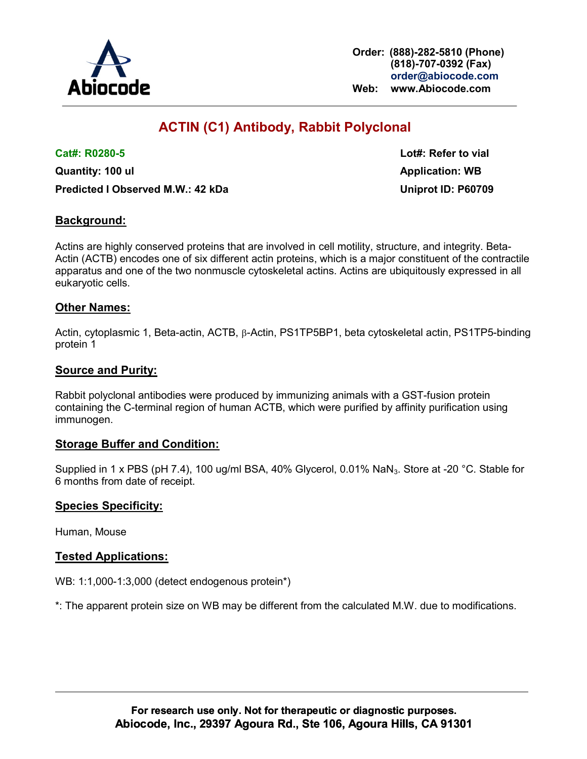Abiocode

Order: (888)-282-5810 (Phone)
(818)-707-0392 (Fax)
order@abiocode.com
Web: www.Abiocode.com

# ACTIN (C1) Antibody, Rabbit Polyclonal

**Cat#: R0280-5**
**Lot#: Refer to vial**
**Quantity: 100 ul**
**Application: WB**
**Predicted I Observed M.W.: 42 kDa**
**Uniprot ID: P60709**

## Background:

Actins are highly conserved proteins that are involved in cell motility, structure, and integrity. Beta-Actin (ACTB) encodes one of six different actin proteins, which is a major constituent of the contractile apparatus and one of the two nonmuscle cytoskeletal actins. Actins are ubiquitously expressed in all eukaryotic cells.

## Other Names:

Actin, cytoplasmic 1, Beta-actin, ACTB, β-Actin, PS1TP5BP1, beta cytoskeletal actin, PS1TP5-binding protein 1

## Source and Purity:

Rabbit polyclonal antibodies were produced by immunizing animals with a GST-fusion protein containing the C-terminal region of human ACTB, which were purified by affinity purification using immunogen.

## Storage Buffer and Condition:

Supplied in 1 x PBS (pH 7.4), 100 ug/ml BSA, 40% Glycerol, 0.01% $NaN_3$. Store at -20 °C. Stable for 6 months from date of receipt.

## Species Specificity:

Human, Mouse

## Tested Applications:

WB: 1:1,000-1:3,000 (detect endogenous protein*)

*: The apparent protein size on WB may be different from the calculated M.W. due to modifications.

**For research use only. Not for therapeutic or diagnostic purposes.**
**Abiocode, Inc., 29397 Agoura Rd., Ste 106, Agoura Hills, CA 91301**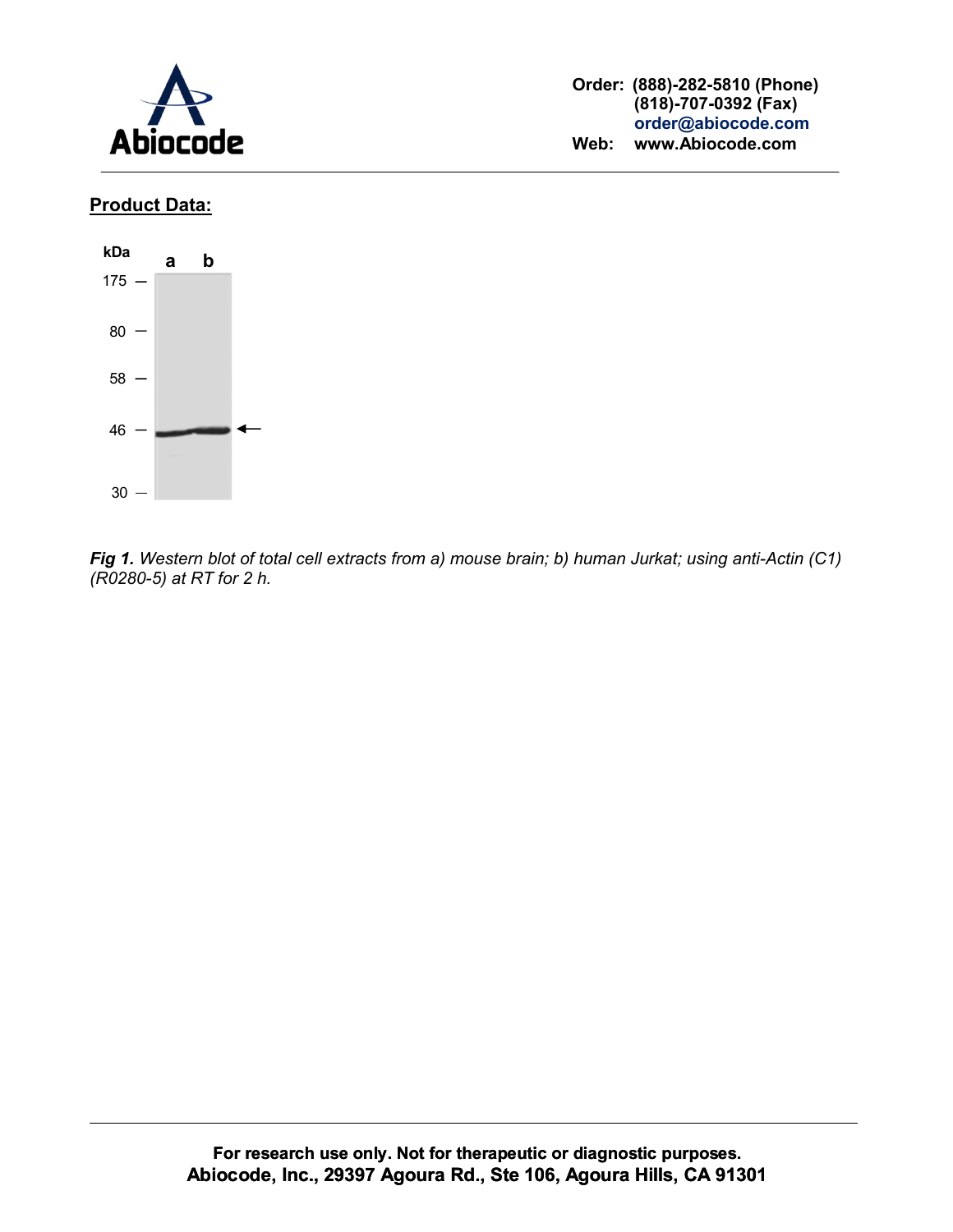## Product Data:

kDa

a b

175

80

58

46

30

*Fig 1.* *Western blot of total cell extracts from a) mouse brain; b) human Jurkat; using anti-Actin (C1) (R0280-5) at RT for 2 h.*

**For research use only. Not for therapeutic or diagnostic purposes.**
**Abiocode, Inc., 29397 Agoura Rd., Ste 106, Agoura Hills, CA 91301**